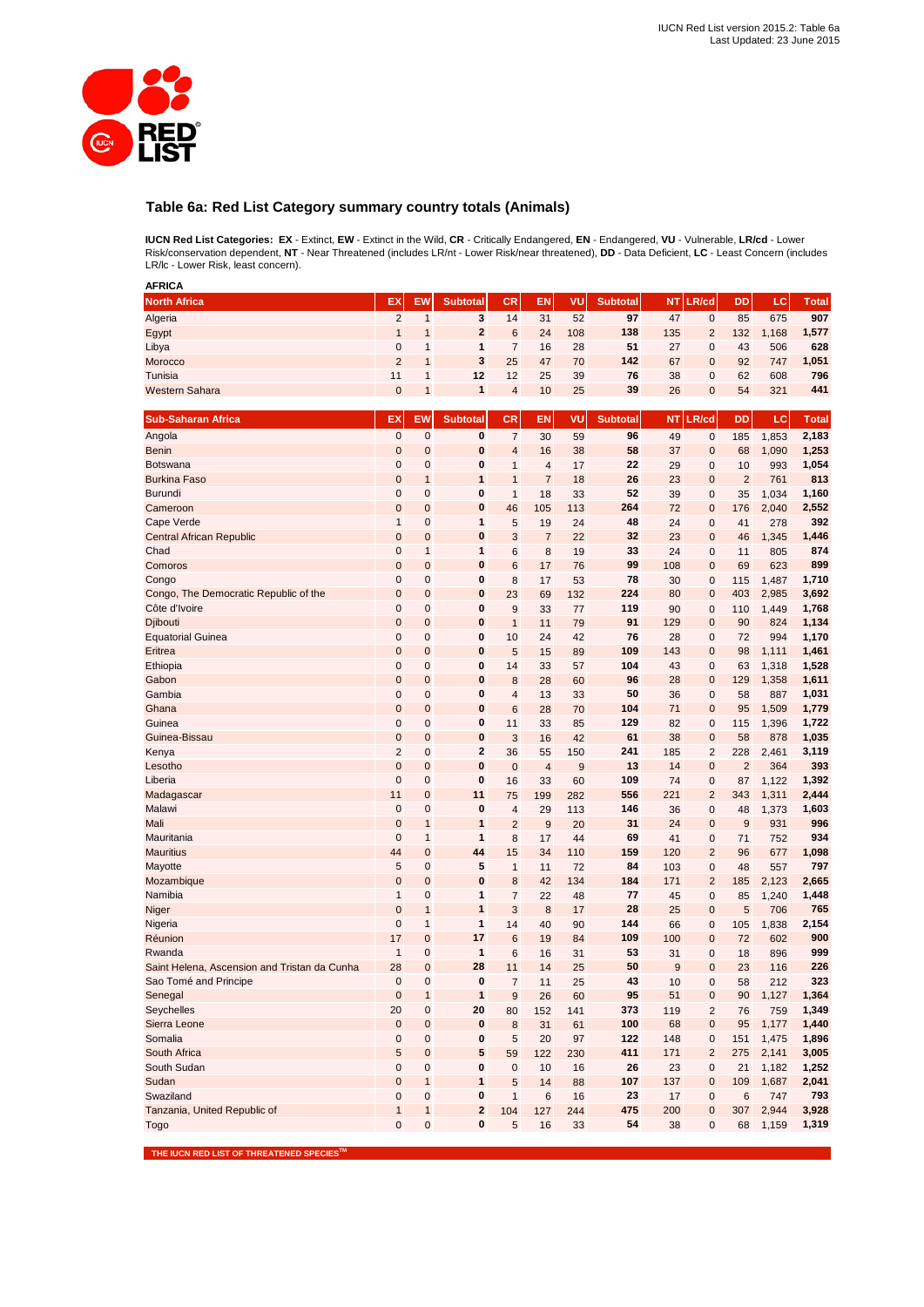## Table 6a: Red List Category summary country totals (Animals)

**IUCN Red List Categories: EX** - Extinct, **EW** - Extinct in the Wild, **CR** - Critically Endangered, **EN** - Endangered, **VU** - Vulnerable, **LR/cd** - Lower Risk/conservation dependent, **NT** - Near Threatened (includes LR/nt - Lower Risk/near threatened), **DD** - Data Deficient, **LC** - Least Concern (includes LR/lc - Lower Risk, least concern).

**AFRICA**

| North Africa | EX | EW | Subtotal | CR | EN | VU | Subtotal | NT | LR/cd | DD | LC | Total |
|---|---|---|---|---|---|---|---|---|---|---|---|---|
| Algeria | 2 | 1 | **3** | 14 | 31 | 52 | **97** | 47 | 0 | 85 | 675 | **907** |
| Egypt | 1 | 1 | **2** | 6 | 24 | 108 | **138** | 135 | 2 | 132 | 1,168 | **1,577** |
| Libya | 0 | 1 | **1** | 7 | 16 | 28 | **51** | 27 | 0 | 43 | 506 | **628** |
| Morocco | 2 | 1 | **3** | 25 | 47 | 70 | **142** | 67 | 0 | 92 | 747 | **1,051** |
| Tunisia | 11 | 1 | **12** | 12 | 25 | 39 | **76** | 38 | 0 | 62 | 608 | **796** |
| Western Sahara | 0 | 1 | **1** | 4 | 10 | 25 | **39** | 26 | 0 | 54 | 321 | **441** |

| Sub-Saharan Africa | EX | EW | Subtotal | CR | EN | VU | Subtotal | NT | LR/cd | DD | LC | Total |
|---|---|---|---|---|---|---|---|---|---|---|---|---|
| Angola | 0 | 0 | **0** | 7 | 30 | 59 | **96** | 49 | 0 | 185 | 1,853 | **2,183** |
| Benin | 0 | 0 | **0** | 4 | 16 | 38 | **58** | 37 | 0 | 68 | 1,090 | **1,253** |
| Botswana | 0 | 0 | **0** | 1 | 4 | 17 | **22** | 29 | 0 | 10 | 993 | **1,054** |
| Burkina Faso | 0 | 1 | **1** | 1 | 7 | 18 | **26** | 23 | 0 | 2 | 761 | **813** |
| Burundi | 0 | 0 | **0** | 1 | 18 | 33 | **52** | 39 | 0 | 35 | 1,034 | **1,160** |
| Cameroon | 0 | 0 | **0** | 46 | 105 | 113 | **264** | 72 | 0 | 176 | 2,040 | **2,552** |
| Cape Verde | 1 | 0 | **1** | 5 | 19 | 24 | **48** | 24 | 0 | 41 | 278 | **392** |
| Central African Republic | 0 | 0 | **0** | 3 | 7 | 22 | **32** | 23 | 0 | 46 | 1,345 | **1,446** |
| Chad | 0 | 1 | **1** | 6 | 8 | 19 | **33** | 24 | 0 | 11 | 805 | **874** |
| Comoros | 0 | 0 | **0** | 6 | 17 | 76 | **99** | 108 | 0 | 69 | 623 | **899** |
| Congo | 0 | 0 | **0** | 8 | 17 | 53 | **78** | 30 | 0 | 115 | 1,487 | **1,710** |
| Congo, The Democratic Republic of the | 0 | 0 | **0** | 23 | 69 | 132 | **224** | 80 | 0 | 403 | 2,985 | **3,692** |
| Côte d'Ivoire | 0 | 0 | **0** | 9 | 33 | 77 | **119** | 90 | 0 | 110 | 1,449 | **1,768** |
| Djibouti | 0 | 0 | **0** | 1 | 11 | 79 | **91** | 129 | 0 | 90 | 824 | **1,134** |
| Equatorial Guinea | 0 | 0 | **0** | 10 | 24 | 42 | **76** | 28 | 0 | 72 | 994 | **1,170** |
| Eritrea | 0 | 0 | **0** | 5 | 15 | 89 | **109** | 143 | 0 | 98 | 1,111 | **1,461** |
| Ethiopia | 0 | 0 | **0** | 14 | 33 | 57 | **104** | 43 | 0 | 63 | 1,318 | **1,528** |
| Gabon | 0 | 0 | **0** | 8 | 28 | 60 | **96** | 28 | 0 | 129 | 1,358 | **1,611** |
| Gambia | 0 | 0 | **0** | 4 | 13 | 33 | **50** | 36 | 0 | 58 | 887 | **1,031** |
| Ghana | 0 | 0 | **0** | 6 | 28 | 70 | **104** | 71 | 0 | 95 | 1,509 | **1,779** |
| Guinea | 0 | 0 | **0** | 11 | 33 | 85 | **129** | 82 | 0 | 115 | 1,396 | **1,722** |
| Guinea-Bissau | 0 | 0 | **0** | 3 | 16 | 42 | **61** | 38 | 0 | 58 | 878 | **1,035** |
| Kenya | 2 | 0 | **2** | 36 | 55 | 150 | **241** | 185 | 2 | 228 | 2,461 | **3,119** |
| Lesotho | 0 | 0 | **0** | 0 | 4 | 9 | **13** | 14 | 0 | 2 | 364 | **393** |
| Liberia | 0 | 0 | **0** | 16 | 33 | 60 | **109** | 74 | 0 | 87 | 1,122 | **1,392** |
| Madagascar | 11 | 0 | **11** | 75 | 199 | 282 | **556** | 221 | 2 | 343 | 1,311 | **2,444** |
| Malawi | 0 | 0 | **0** | 4 | 29 | 113 | **146** | 36 | 0 | 48 | 1,373 | **1,603** |
| Mali | 0 | 1 | **1** | 2 | 9 | 20 | **31** | 24 | 0 | 9 | 931 | **996** |
| Mauritania | 0 | 1 | **1** | 8 | 17 | 44 | **69** | 41 | 0 | 71 | 752 | **934** |
| Mauritius | 44 | 0 | **44** | 15 | 34 | 110 | **159** | 120 | 2 | 96 | 677 | **1,098** |
| Mayotte | 5 | 0 | **5** | 1 | 11 | 72 | **84** | 103 | 0 | 48 | 557 | **797** |
| Mozambique | 0 | 0 | **0** | 8 | 42 | 134 | **184** | 171 | 2 | 185 | 2,123 | **2,665** |
| Namibia | 1 | 0 | **1** | 7 | 22 | 48 | **77** | 45 | 0 | 85 | 1,240 | **1,448** |
| Niger | 0 | 1 | **1** | 3 | 8 | 17 | **28** | 25 | 0 | 5 | 706 | **765** |
| Nigeria | 0 | 1 | **1** | 14 | 40 | 90 | **144** | 66 | 0 | 105 | 1,838 | **2,154** |
| Réunion | 17 | 0 | **17** | 6 | 19 | 84 | **109** | 100 | 0 | 72 | 602 | **900** |
| Rwanda | 1 | 0 | **1** | 6 | 16 | 31 | **53** | 31 | 0 | 18 | 896 | **999** |
| Saint Helena, Ascension and Tristan da Cunha | 28 | 0 | **28** | 11 | 14 | 25 | **50** | 9 | 0 | 23 | 116 | **226** |
| Sao Tomé and Principe | 0 | 0 | **0** | 7 | 11 | 25 | **43** | 10 | 0 | 58 | 212 | **323** |
| Senegal | 0 | 1 | **1** | 9 | 26 | 60 | **95** | 51 | 0 | 90 | 1,127 | **1,364** |
| Seychelles | 20 | 0 | **20** | 80 | 152 | 141 | **373** | 119 | 2 | 76 | 759 | **1,349** |
| Sierra Leone | 0 | 0 | **0** | 8 | 31 | 61 | **100** | 68 | 0 | 95 | 1,177 | **1,440** |
| Somalia | 0 | 0 | **0** | 5 | 20 | 97 | **122** | 148 | 0 | 151 | 1,475 | **1,896** |
| South Africa | 5 | 0 | **5** | 59 | 122 | 230 | **411** | 171 | 2 | 275 | 2,141 | **3,005** |
| South Sudan | 0 | 0 | **0** | 0 | 10 | 16 | **26** | 23 | 0 | 21 | 1,182 | **1,252** |
| Sudan | 0 | 1 | **1** | 5 | 14 | 88 | **107** | 137 | 0 | 109 | 1,687 | **2,041** |
| Swaziland | 0 | 0 | **0** | 1 | 6 | 16 | **23** | 17 | 0 | 6 | 747 | **793** |
| Tanzania, United Republic of | 1 | 1 | **2** | 104 | 127 | 244 | **475** | 200 | 0 | 307 | 2,944 | **3,928** |
| Togo | 0 | 0 | **0** | 5 | 16 | 33 | **54** | 38 | 0 | 68 | 1,159 | **1,319** |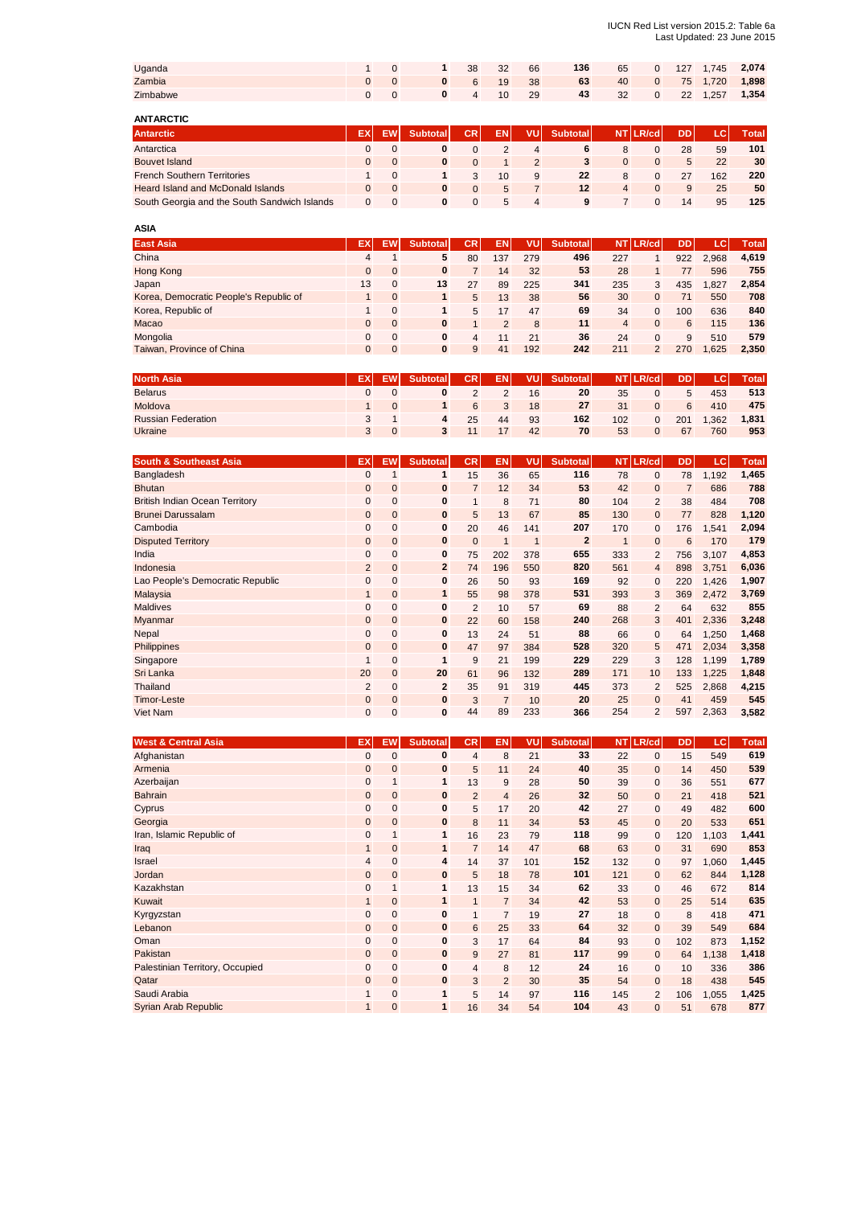| | EX | EW | Subtotal | CR | EN | VU | Subtotal | NT | LR/cd | DD | LC | Total |
|---|---|---|---|---|---|---|---|---|---|---|---|---|
| Uganda | 1 | 0 | **1** | 38 | 32 | 66 | **136** | 65 | 0 | 127 | 1,745 | **2,074** |
| Zambia | 0 | 0 | **0** | 6 | 19 | 38 | **63** | 40 | 0 | 75 | 1,720 | **1,898** |
| Zimbabwe | 0 | 0 | **0** | 4 | 10 | 29 | **43** | 32 | 0 | 22 | 1,257 | **1,354** |

**ANTARCTIC**

| Antarctic | EX | EW | Subtotal | CR | EN | VU | Subtotal | NT | LR/cd | DD | LC | Total |
|---|---|---|---|---|---|---|---|---|---|---|---|---|
| Antarctica | 0 | 0 | **0** | 0 | 2 | 4 | **6** | 8 | 0 | 28 | 59 | **101** |
| Bouvet Island | 0 | 0 | **0** | 0 | 1 | 2 | **3** | 0 | 0 | 5 | 22 | **30** |
| French Southern Territories | 1 | 0 | **1** | 3 | 10 | 9 | **22** | 8 | 0 | 27 | 162 | **220** |
| Heard Island and McDonald Islands | 0 | 0 | **0** | 0 | 5 | 7 | **12** | 4 | 0 | 9 | 25 | **50** |
| South Georgia and the South Sandwich Islands | 0 | 0 | **0** | 0 | 5 | 4 | **9** | 7 | 0 | 14 | 95 | **125** |

**ASIA**

| East Asia | EX | EW | Subtotal | CR | EN | VU | Subtotal | NT | LR/cd | DD | LC | Total |
|---|---|---|---|---|---|---|---|---|---|---|---|---|
| China | 4 | 1 | **5** | 80 | 137 | 279 | **496** | 227 | 1 | 922 | 2,968 | **4,619** |
| Hong Kong | 0 | 0 | **0** | 7 | 14 | 32 | **53** | 28 | 1 | 77 | 596 | **755** |
| Japan | 13 | 0 | **13** | 27 | 89 | 225 | **341** | 235 | 3 | 435 | 1,827 | **2,854** |
| Korea, Democratic People's Republic of | 1 | 0 | **1** | 5 | 13 | 38 | **56** | 30 | 0 | 71 | 550 | **708** |
| Korea, Republic of | 1 | 0 | **1** | 5 | 17 | 47 | **69** | 34 | 0 | 100 | 636 | **840** |
| Macao | 0 | 0 | **0** | 1 | 2 | 8 | **11** | 4 | 0 | 6 | 115 | **136** |
| Mongolia | 0 | 0 | **0** | 4 | 11 | 21 | **36** | 24 | 0 | 9 | 510 | **579** |
| Taiwan, Province of China | 0 | 0 | **0** | 9 | 41 | 192 | **242** | 211 | 2 | 270 | 1,625 | **2,350** |

| North Asia | EX | EW | Subtotal | CR | EN | VU | Subtotal | NT | LR/cd | DD | LC | Total |
|---|---|---|---|---|---|---|---|---|---|---|---|---|
| Belarus | 0 | 0 | **0** | 2 | 2 | 16 | **20** | 35 | 0 | 5 | 453 | **513** |
| Moldova | 1 | 0 | **1** | 6 | 3 | 18 | **27** | 31 | 0 | 6 | 410 | **475** |
| Russian Federation | 3 | 1 | **4** | 25 | 44 | 93 | **162** | 102 | 0 | 201 | 1,362 | **1,831** |
| Ukraine | 3 | 0 | **3** | 11 | 17 | 42 | **70** | 53 | 0 | 67 | 760 | **953** |

| South & Southeast Asia | EX | EW | Subtotal | CR | EN | VU | Subtotal | NT | LR/cd | DD | LC | Total |
|---|---|---|---|---|---|---|---|---|---|---|---|---|
| Bangladesh | 0 | 1 | **1** | 15 | 36 | 65 | **116** | 78 | 0 | 78 | 1,192 | **1,465** |
| Bhutan | 0 | 0 | **0** | 7 | 12 | 34 | **53** | 42 | 0 | 7 | 686 | **788** |
| British Indian Ocean Territory | 0 | 0 | **0** | 1 | 8 | 71 | **80** | 104 | 2 | 38 | 484 | **708** |
| Brunei Darussalam | 0 | 0 | **0** | 5 | 13 | 67 | **85** | 130 | 0 | 77 | 828 | **1,120** |
| Cambodia | 0 | 0 | **0** | 20 | 46 | 141 | **207** | 170 | 0 | 176 | 1,541 | **2,094** |
| Disputed Territory | 0 | 0 | **0** | 0 | 1 | 1 | **2** | 1 | 0 | 6 | 170 | **179** |
| India | 0 | 0 | **0** | 75 | 202 | 378 | **655** | 333 | 2 | 756 | 3,107 | **4,853** |
| Indonesia | 2 | 0 | **2** | 74 | 196 | 550 | **820** | 561 | 4 | 898 | 3,751 | **6,036** |
| Lao People's Democratic Republic | 0 | 0 | **0** | 26 | 50 | 93 | **169** | 92 | 0 | 220 | 1,426 | **1,907** |
| Malaysia | 1 | 0 | **1** | 55 | 98 | 378 | **531** | 393 | 3 | 369 | 2,472 | **3,769** |
| Maldives | 0 | 0 | **0** | 2 | 10 | 57 | **69** | 88 | 2 | 64 | 632 | **855** |
| Myanmar | 0 | 0 | **0** | 22 | 60 | 158 | **240** | 268 | 3 | 401 | 2,336 | **3,248** |
| Nepal | 0 | 0 | **0** | 13 | 24 | 51 | **88** | 66 | 0 | 64 | 1,250 | **1,468** |
| Philippines | 0 | 0 | **0** | 47 | 97 | 384 | **528** | 320 | 5 | 471 | 2,034 | **3,358** |
| Singapore | 1 | 0 | **1** | 9 | 21 | 199 | **229** | 229 | 3 | 128 | 1,199 | **1,789** |
| Sri Lanka | 20 | 0 | **20** | 61 | 96 | 132 | **289** | 171 | 10 | 133 | 1,225 | **1,848** |
| Thailand | 2 | 0 | **2** | 35 | 91 | 319 | **445** | 373 | 2 | 525 | 2,868 | **4,215** |
| Timor-Leste | 0 | 0 | **0** | 3 | 7 | 10 | **20** | 25 | 0 | 41 | 459 | **545** |
| Viet Nam | 0 | 0 | **0** | 44 | 89 | 233 | **366** | 254 | 2 | 597 | 2,363 | **3,582** |

| West & Central Asia | EX | EW | Subtotal | CR | EN | VU | Subtotal | NT | LR/cd | DD | LC | Total |
|---|---|---|---|---|---|---|---|---|---|---|---|---|
| Afghanistan | 0 | 0 | **0** | 4 | 8 | 21 | **33** | 22 | 0 | 15 | 549 | **619** |
| Armenia | 0 | 0 | **0** | 5 | 11 | 24 | **40** | 35 | 0 | 14 | 450 | **539** |
| Azerbaijan | 0 | 1 | **1** | 13 | 9 | 28 | **50** | 39 | 0 | 36 | 551 | **677** |
| Bahrain | 0 | 0 | **0** | 2 | 4 | 26 | **32** | 50 | 0 | 21 | 418 | **521** |
| Cyprus | 0 | 0 | **0** | 5 | 17 | 20 | **42** | 27 | 0 | 49 | 482 | **600** |
| Georgia | 0 | 0 | **0** | 8 | 11 | 34 | **53** | 45 | 0 | 20 | 533 | **651** |
| Iran, Islamic Republic of | 0 | 1 | **1** | 16 | 23 | 79 | **118** | 99 | 0 | 120 | 1,103 | **1,441** |
| Iraq | 1 | 0 | **1** | 7 | 14 | 47 | **68** | 63 | 0 | 31 | 690 | **853** |
| Israel | 4 | 0 | **4** | 14 | 37 | 101 | **152** | 132 | 0 | 97 | 1,060 | **1,445** |
| Jordan | 0 | 0 | **0** | 5 | 18 | 78 | **101** | 121 | 0 | 62 | 844 | **1,128** |
| Kazakhstan | 0 | 1 | **1** | 13 | 15 | 34 | **62** | 33 | 0 | 46 | 672 | **814** |
| Kuwait | 1 | 0 | **1** | 1 | 7 | 34 | **42** | 53 | 0 | 25 | 514 | **635** |
| Kyrgyzstan | 0 | 0 | **0** | 1 | 7 | 19 | **27** | 18 | 0 | 8 | 418 | **471** |
| Lebanon | 0 | 0 | **0** | 6 | 25 | 33 | **64** | 32 | 0 | 39 | 549 | **684** |
| Oman | 0 | 0 | **0** | 3 | 17 | 64 | **84** | 93 | 0 | 102 | 873 | **1,152** |
| Pakistan | 0 | 0 | **0** | 9 | 27 | 81 | **117** | 99 | 0 | 64 | 1,138 | **1,418** |
| Palestinian Territory, Occupied | 0 | 0 | **0** | 4 | 8 | 12 | **24** | 16 | 0 | 10 | 336 | **386** |
| Qatar | 0 | 0 | **0** | 3 | 2 | 30 | **35** | 54 | 0 | 18 | 438 | **545** |
| Saudi Arabia | 1 | 0 | **1** | 5 | 14 | 97 | **116** | 145 | 2 | 106 | 1,055 | **1,425** |
| Syrian Arab Republic | 1 | 0 | **1** | 16 | 34 | 54 | **104** | 43 | 0 | 51 | 678 | **877** |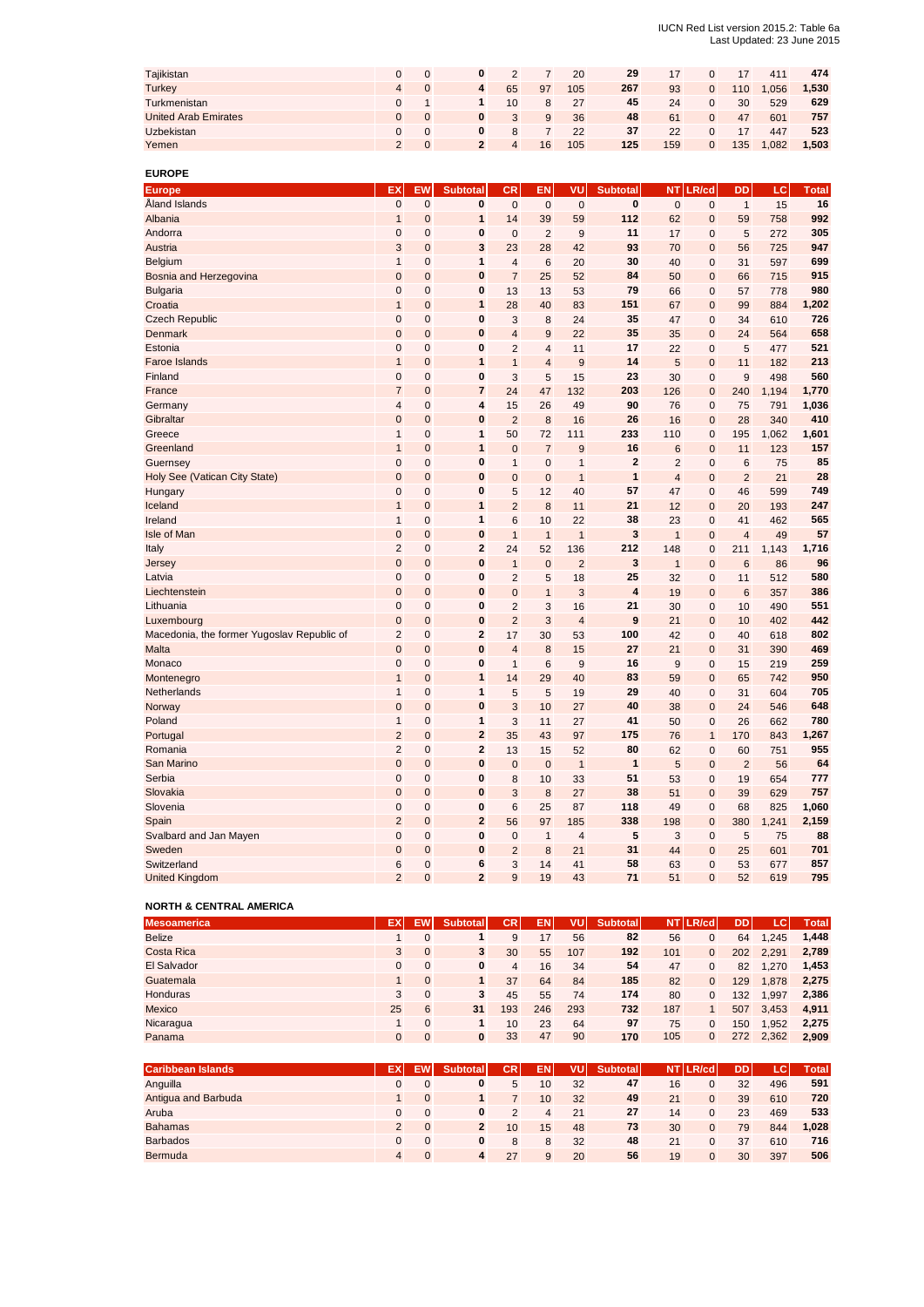| | EX | EW | Subtotal | CR | EN | VU | Subtotal | NT | LR/cd | DD | LC | Total |
|---|---|---|---|---|---|---|---|---|---|---|---|---|
| Tajikistan | 0 | 0 | **0** | 2 | 7 | 20 | **29** | 17 | 0 | 17 | 411 | **474** |
| Turkey | 4 | 0 | **4** | 65 | 97 | 105 | **267** | 93 | 0 | 110 | 1,056 | **1,530** |
| Turkmenistan | 0 | 1 | **1** | 10 | 8 | 27 | **45** | 24 | 0 | 30 | 529 | **629** |
| United Arab Emirates | 0 | 0 | **0** | 3 | 9 | 36 | **48** | 61 | 0 | 47 | 601 | **757** |
| Uzbekistan | 0 | 0 | **0** | 8 | 7 | 22 | **37** | 22 | 0 | 17 | 447 | **523** |
| Yemen | 2 | 0 | **2** | 4 | 16 | 105 | **125** | 159 | 0 | 135 | 1,082 | **1,503** |

**EUROPE**

| Europe | EX | EW | Subtotal | CR | EN | VU | Subtotal | NT | LR/cd | DD | LC | Total |
|---|---|---|---|---|---|---|---|---|---|---|---|---|
| Åland Islands | 0 | 0 | **0** | 0 | 0 | 0 | **0** | 0 | 0 | 1 | 15 | **16** |
| Albania | 1 | 0 | **1** | 14 | 39 | 59 | **112** | 62 | 0 | 59 | 758 | **992** |
| Andorra | 0 | 0 | **0** | 0 | 2 | 9 | **11** | 17 | 0 | 5 | 272 | **305** |
| Austria | 3 | 0 | **3** | 23 | 28 | 42 | **93** | 70 | 0 | 56 | 725 | **947** |
| Belgium | 1 | 0 | **1** | 4 | 6 | 20 | **30** | 40 | 0 | 31 | 597 | **699** |
| Bosnia and Herzegovina | 0 | 0 | **0** | 7 | 25 | 52 | **84** | 50 | 0 | 66 | 715 | **915** |
| Bulgaria | 0 | 0 | **0** | 13 | 13 | 53 | **79** | 66 | 0 | 57 | 778 | **980** |
| Croatia | 1 | 0 | **1** | 28 | 40 | 83 | **151** | 67 | 0 | 99 | 884 | **1,202** |
| Czech Republic | 0 | 0 | **0** | 3 | 8 | 24 | **35** | 47 | 0 | 34 | 610 | **726** |
| Denmark | 0 | 0 | **0** | 4 | 9 | 22 | **35** | 35 | 0 | 24 | 564 | **658** |
| Estonia | 0 | 0 | **0** | 2 | 4 | 11 | **17** | 22 | 0 | 5 | 477 | **521** |
| Faroe Islands | 1 | 0 | **1** | 1 | 4 | 9 | **14** | 5 | 0 | 11 | 182 | **213** |
| Finland | 0 | 0 | **0** | 3 | 5 | 15 | **23** | 30 | 0 | 9 | 498 | **560** |
| France | 7 | 0 | **7** | 24 | 47 | 132 | **203** | 126 | 0 | 240 | 1,194 | **1,770** |
| Germany | 4 | 0 | **4** | 15 | 26 | 49 | **90** | 76 | 0 | 75 | 791 | **1,036** |
| Gibraltar | 0 | 0 | **0** | 2 | 8 | 16 | **26** | 16 | 0 | 28 | 340 | **410** |
| Greece | 1 | 0 | **1** | 50 | 72 | 111 | **233** | 110 | 0 | 195 | 1,062 | **1,601** |
| Greenland | 1 | 0 | **1** | 0 | 7 | 9 | **16** | 6 | 0 | 11 | 123 | **157** |
| Guernsey | 0 | 0 | **0** | 1 | 0 | 1 | **2** | 2 | 0 | 6 | 75 | **85** |
| Holy See (Vatican City State) | 0 | 0 | **0** | 0 | 0 | 1 | **1** | 4 | 0 | 2 | 21 | **28** |
| Hungary | 0 | 0 | **0** | 5 | 12 | 40 | **57** | 47 | 0 | 46 | 599 | **749** |
| Iceland | 1 | 0 | **1** | 2 | 8 | 11 | **21** | 12 | 0 | 20 | 193 | **247** |
| Ireland | 1 | 0 | **1** | 6 | 10 | 22 | **38** | 23 | 0 | 41 | 462 | **565** |
| Isle of Man | 0 | 0 | **0** | 1 | 1 | 1 | **3** | 1 | 0 | 4 | 49 | **57** |
| Italy | 2 | 0 | **2** | 24 | 52 | 136 | **212** | 148 | 0 | 211 | 1,143 | **1,716** |
| Jersey | 0 | 0 | **0** | 1 | 0 | 2 | **3** | 1 | 0 | 6 | 86 | **96** |
| Latvia | 0 | 0 | **0** | 2 | 5 | 18 | **25** | 32 | 0 | 11 | 512 | **580** |
| Liechtenstein | 0 | 0 | **0** | 0 | 1 | 3 | **4** | 19 | 0 | 6 | 357 | **386** |
| Lithuania | 0 | 0 | **0** | 2 | 3 | 16 | **21** | 30 | 0 | 10 | 490 | **551** |
| Luxembourg | 0 | 0 | **0** | 2 | 3 | 4 | **9** | 21 | 0 | 10 | 402 | **442** |
| Macedonia, the former Yugoslav Republic of | 2 | 0 | **2** | 17 | 30 | 53 | **100** | 42 | 0 | 40 | 618 | **802** |
| Malta | 0 | 0 | **0** | 4 | 8 | 15 | **27** | 21 | 0 | 31 | 390 | **469** |
| Monaco | 0 | 0 | **0** | 1 | 6 | 9 | **16** | 9 | 0 | 15 | 219 | **259** |
| Montenegro | 1 | 0 | **1** | 14 | 29 | 40 | **83** | 59 | 0 | 65 | 742 | **950** |
| Netherlands | 1 | 0 | **1** | 5 | 5 | 19 | **29** | 40 | 0 | 31 | 604 | **705** |
| Norway | 0 | 0 | **0** | 3 | 10 | 27 | **40** | 38 | 0 | 24 | 546 | **648** |
| Poland | 1 | 0 | **1** | 3 | 11 | 27 | **41** | 50 | 0 | 26 | 662 | **780** |
| Portugal | 2 | 0 | **2** | 35 | 43 | 97 | **175** | 76 | 1 | 170 | 843 | **1,267** |
| Romania | 2 | 0 | **2** | 13 | 15 | 52 | **80** | 62 | 0 | 60 | 751 | **955** |
| San Marino | 0 | 0 | **0** | 0 | 0 | 1 | **1** | 5 | 0 | 2 | 56 | **64** |
| Serbia | 0 | 0 | **0** | 8 | 10 | 33 | **51** | 53 | 0 | 19 | 654 | **777** |
| Slovakia | 0 | 0 | **0** | 3 | 8 | 27 | **38** | 51 | 0 | 39 | 629 | **757** |
| Slovenia | 0 | 0 | **0** | 6 | 25 | 87 | **118** | 49 | 0 | 68 | 825 | **1,060** |
| Spain | 2 | 0 | **2** | 56 | 97 | 185 | **338** | 198 | 0 | 380 | 1,241 | **2,159** |
| Svalbard and Jan Mayen | 0 | 0 | **0** | 0 | 1 | 4 | **5** | 3 | 0 | 5 | 75 | **88** |
| Sweden | 0 | 0 | **0** | 2 | 8 | 21 | **31** | 44 | 0 | 25 | 601 | **701** |
| Switzerland | 6 | 0 | **6** | 3 | 14 | 41 | **58** | 63 | 0 | 53 | 677 | **857** |
| United Kingdom | 2 | 0 | **2** | 9 | 19 | 43 | **71** | 51 | 0 | 52 | 619 | **795** |

**NORTH & CENTRAL AMERICA**

| Mesoamerica | EX | EW | Subtotal | CR | EN | VU | Subtotal | NT | LR/cd | DD | LC | Total |
|---|---|---|---|---|---|---|---|---|---|---|---|---|
| Belize | 1 | 0 | **1** | 9 | 17 | 56 | **82** | 56 | 0 | 64 | 1,245 | **1,448** |
| Costa Rica | 3 | 0 | **3** | 30 | 55 | 107 | **192** | 101 | 0 | 202 | 2,291 | **2,789** |
| El Salvador | 0 | 0 | **0** | 4 | 16 | 34 | **54** | 47 | 0 | 82 | 1,270 | **1,453** |
| Guatemala | 1 | 0 | **1** | 37 | 64 | 84 | **185** | 82 | 0 | 129 | 1,878 | **2,275** |
| Honduras | 3 | 0 | **3** | 45 | 55 | 74 | **174** | 80 | 0 | 132 | 1,997 | **2,386** |
| Mexico | 25 | 6 | **31** | 193 | 246 | 293 | **732** | 187 | 1 | 507 | 3,453 | **4,911** |
| Nicaragua | 1 | 0 | **1** | 10 | 23 | 64 | **97** | 75 | 0 | 150 | 1,952 | **2,275** |
| Panama | 0 | 0 | **0** | 33 | 47 | 90 | **170** | 105 | 0 | 272 | 2,362 | **2,909** |

| Caribbean Islands | EX | EW | Subtotal | CR | EN | VU | Subtotal | NT | LR/cd | DD | LC | Total |
|---|---|---|---|---|---|---|---|---|---|---|---|---|
| Anguilla | 0 | 0 | **0** | 5 | 10 | 32 | **47** | 16 | 0 | 32 | 496 | **591** |
| Antigua and Barbuda | 1 | 0 | **1** | 7 | 10 | 32 | **49** | 21 | 0 | 39 | 610 | **720** |
| Aruba | 0 | 0 | **0** | 2 | 4 | 21 | **27** | 14 | 0 | 23 | 469 | **533** |
| Bahamas | 2 | 0 | **2** | 10 | 15 | 48 | **73** | 30 | 0 | 79 | 844 | **1,028** |
| Barbados | 0 | 0 | **0** | 8 | 8 | 32 | **48** | 21 | 0 | 37 | 610 | **716** |
| Bermuda | 4 | 0 | **4** | 27 | 9 | 20 | **56** | 19 | 0 | 30 | 397 | **506** |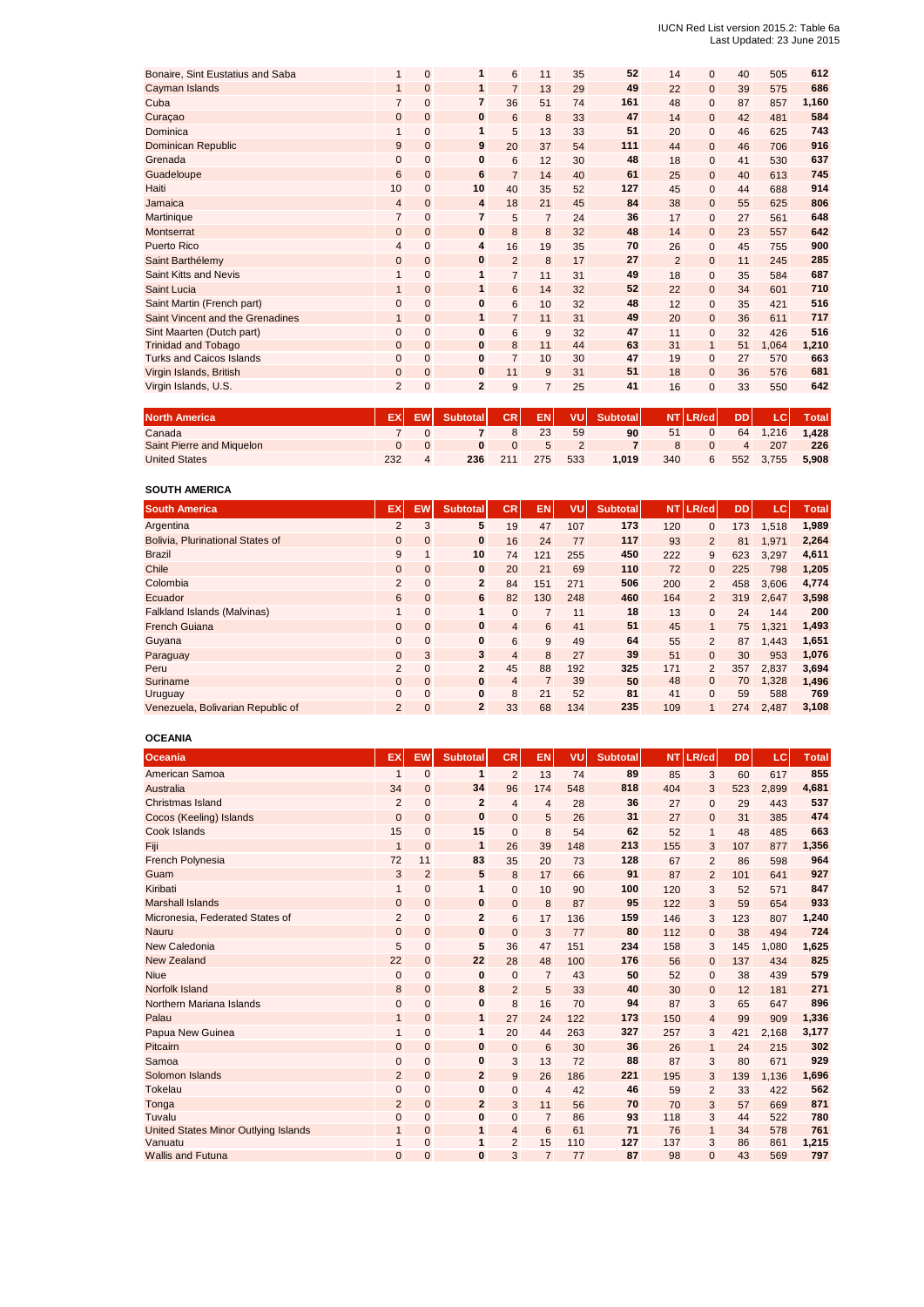| | EX | EW | Subtotal | CR | EN | VU | Subtotal | NT | LR/cd | DD | LC | Total |
|---|---|---|---|---|---|---|---|---|---|---|---|---|
| Bonaire, Sint Eustatius and Saba | 1 | 0 | **1** | 6 | 11 | 35 | **52** | 14 | 0 | 40 | 505 | **612** |
| Cayman Islands | 1 | 0 | **1** | 7 | 13 | 29 | **49** | 22 | 0 | 39 | 575 | **686** |
| Cuba | 7 | 0 | **7** | 36 | 51 | 74 | **161** | 48 | 0 | 87 | 857 | **1,160** |
| Curaçao | 0 | 0 | **0** | 6 | 8 | 33 | **47** | 14 | 0 | 42 | 481 | **584** |
| Dominica | 1 | 0 | **1** | 5 | 13 | 33 | **51** | 20 | 0 | 46 | 625 | **743** |
| Dominican Republic | 9 | 0 | **9** | 20 | 37 | 54 | **111** | 44 | 0 | 46 | 706 | **916** |
| Grenada | 0 | 0 | **0** | 6 | 12 | 30 | **48** | 18 | 0 | 41 | 530 | **637** |
| Guadeloupe | 6 | 0 | **6** | 7 | 14 | 40 | **61** | 25 | 0 | 40 | 613 | **745** |
| Haiti | 10 | 0 | **10** | 40 | 35 | 52 | **127** | 45 | 0 | 44 | 688 | **914** |
| Jamaica | 4 | 0 | **4** | 18 | 21 | 45 | **84** | 38 | 0 | 55 | 625 | **806** |
| Martinique | 7 | 0 | **7** | 5 | 7 | 24 | **36** | 17 | 0 | 27 | 561 | **648** |
| Montserrat | 0 | 0 | **0** | 8 | 8 | 32 | **48** | 14 | 0 | 23 | 557 | **642** |
| Puerto Rico | 4 | 0 | **4** | 16 | 19 | 35 | **70** | 26 | 0 | 45 | 755 | **900** |
| Saint Barthélemy | 0 | 0 | **0** | 2 | 8 | 17 | **27** | 2 | 0 | 11 | 245 | **285** |
| Saint Kitts and Nevis | 1 | 0 | **1** | 7 | 11 | 31 | **49** | 18 | 0 | 35 | 584 | **687** |
| Saint Lucia | 1 | 0 | **1** | 6 | 14 | 32 | **52** | 22 | 0 | 34 | 601 | **710** |
| Saint Martin (French part) | 0 | 0 | **0** | 6 | 10 | 32 | **48** | 12 | 0 | 35 | 421 | **516** |
| Saint Vincent and the Grenadines | 1 | 0 | **1** | 7 | 11 | 31 | **49** | 20 | 0 | 36 | 611 | **717** |
| Sint Maarten (Dutch part) | 0 | 0 | **0** | 6 | 9 | 32 | **47** | 11 | 0 | 32 | 426 | **516** |
| Trinidad and Tobago | 0 | 0 | **0** | 8 | 11 | 44 | **63** | 31 | 1 | 51 | 1,064 | **1,210** |
| Turks and Caicos Islands | 0 | 0 | **0** | 7 | 10 | 30 | **47** | 19 | 0 | 27 | 570 | **663** |
| Virgin Islands, British | 0 | 0 | **0** | 11 | 9 | 31 | **51** | 18 | 0 | 36 | 576 | **681** |
| Virgin Islands, U.S. | 2 | 0 | **2** | 9 | 7 | 25 | **41** | 16 | 0 | 33 | 550 | **642** |

| North America | EX | EW | Subtotal | CR | EN | VU | Subtotal | NT | LR/cd | DD | LC | Total |
|---|---|---|---|---|---|---|---|---|---|---|---|---|
| Canada | 7 | 0 | **7** | 8 | 23 | 59 | **90** | 51 | 0 | 64 | 1,216 | **1,428** |
| Saint Pierre and Miquelon | 0 | 0 | **0** | 0 | 5 | 2 | **7** | 8 | 0 | 4 | 207 | **226** |
| United States | 232 | 4 | **236** | 211 | 275 | 533 | **1,019** | 340 | 6 | 552 | 3,755 | **5,908** |

## SOUTH AMERICA

| South America | EX | EW | Subtotal | CR | EN | VU | Subtotal | NT | LR/cd | DD | LC | Total |
|---|---|---|---|---|---|---|---|---|---|---|---|---|
| Argentina | 2 | 3 | **5** | 19 | 47 | 107 | **173** | 120 | 0 | 173 | 1,518 | **1,989** |
| Bolivia, Plurinational States of | 0 | 0 | **0** | 16 | 24 | 77 | **117** | 93 | 2 | 81 | 1,971 | **2,264** |
| Brazil | 9 | 1 | **10** | 74 | 121 | 255 | **450** | 222 | 9 | 623 | 3,297 | **4,611** |
| Chile | 0 | 0 | **0** | 20 | 21 | 69 | **110** | 72 | 0 | 225 | 798 | **1,205** |
| Colombia | 2 | 0 | **2** | 84 | 151 | 271 | **506** | 200 | 2 | 458 | 3,606 | **4,774** |
| Ecuador | 6 | 0 | **6** | 82 | 130 | 248 | **460** | 164 | 2 | 319 | 2,647 | **3,598** |
| Falkland Islands (Malvinas) | 1 | 0 | **1** | 0 | 7 | 11 | **18** | 13 | 0 | 24 | 144 | **200** |
| French Guiana | 0 | 0 | **0** | 4 | 6 | 41 | **51** | 45 | 1 | 75 | 1,321 | **1,493** |
| Guyana | 0 | 0 | **0** | 6 | 9 | 49 | **64** | 55 | 2 | 87 | 1,443 | **1,651** |
| Paraguay | 0 | 3 | **3** | 4 | 8 | 27 | **39** | 51 | 0 | 30 | 953 | **1,076** |
| Peru | 2 | 0 | **2** | 45 | 88 | 192 | **325** | 171 | 2 | 357 | 2,837 | **3,694** |
| Suriname | 0 | 0 | **0** | 4 | 7 | 39 | **50** | 48 | 0 | 70 | 1,328 | **1,496** |
| Uruguay | 0 | 0 | **0** | 8 | 21 | 52 | **81** | 41 | 0 | 59 | 588 | **769** |
| Venezuela, Bolivarian Republic of | 2 | 0 | **2** | 33 | 68 | 134 | **235** | 109 | 1 | 274 | 2,487 | **3,108** |

## OCEANIA

| Oceania | EX | EW | Subtotal | CR | EN | VU | Subtotal | NT | LR/cd | DD | LC | Total |
|---|---|---|---|---|---|---|---|---|---|---|---|---|
| American Samoa | 1 | 0 | **1** | 2 | 13 | 74 | **89** | 85 | 3 | 60 | 617 | **855** |
| Australia | 34 | 0 | **34** | 96 | 174 | 548 | **818** | 404 | 3 | 523 | 2,899 | **4,681** |
| Christmas Island | 2 | 0 | **2** | 4 | 4 | 28 | **36** | 27 | 0 | 29 | 443 | **537** |
| Cocos (Keeling) Islands | 0 | 0 | **0** | 0 | 5 | 26 | **31** | 27 | 0 | 31 | 385 | **474** |
| Cook Islands | 15 | 0 | **15** | 0 | 8 | 54 | **62** | 52 | 1 | 48 | 485 | **663** |
| Fiji | 1 | 0 | **1** | 26 | 39 | 148 | **213** | 155 | 3 | 107 | 877 | **1,356** |
| French Polynesia | 72 | 11 | **83** | 35 | 20 | 73 | **128** | 67 | 2 | 86 | 598 | **964** |
| Guam | 3 | 2 | **5** | 8 | 17 | 66 | **91** | 87 | 2 | 101 | 641 | **927** |
| Kiribati | 1 | 0 | **1** | 0 | 10 | 90 | **100** | 120 | 3 | 52 | 571 | **847** |
| Marshall Islands | 0 | 0 | **0** | 0 | 8 | 87 | **95** | 122 | 3 | 59 | 654 | **933** |
| Micronesia, Federated States of | 2 | 0 | **2** | 6 | 17 | 136 | **159** | 146 | 3 | 123 | 807 | **1,240** |
| Nauru | 0 | 0 | **0** | 0 | 3 | 77 | **80** | 112 | 0 | 38 | 494 | **724** |
| New Caledonia | 5 | 0 | **5** | 36 | 47 | 151 | **234** | 158 | 3 | 145 | 1,080 | **1,625** |
| New Zealand | 22 | 0 | **22** | 28 | 48 | 100 | **176** | 56 | 0 | 137 | 434 | **825** |
| Niue | 0 | 0 | **0** | 0 | 7 | 43 | **50** | 52 | 0 | 38 | 439 | **579** |
| Norfolk Island | 8 | 0 | **8** | 2 | 5 | 33 | **40** | 30 | 0 | 12 | 181 | **271** |
| Northern Mariana Islands | 0 | 0 | **0** | 8 | 16 | 70 | **94** | 87 | 3 | 65 | 647 | **896** |
| Palau | 1 | 0 | **1** | 27 | 24 | 122 | **173** | 150 | 4 | 99 | 909 | **1,336** |
| Papua New Guinea | 1 | 0 | **1** | 20 | 44 | 263 | **327** | 257 | 3 | 421 | 2,168 | **3,177** |
| Pitcairn | 0 | 0 | **0** | 0 | 6 | 30 | **36** | 26 | 1 | 24 | 215 | **302** |
| Samoa | 0 | 0 | **0** | 3 | 13 | 72 | **88** | 87 | 3 | 80 | 671 | **929** |
| Solomon Islands | 2 | 0 | **2** | 9 | 26 | 186 | **221** | 195 | 3 | 139 | 1,136 | **1,696** |
| Tokelau | 0 | 0 | **0** | 0 | 4 | 42 | **46** | 59 | 2 | 33 | 422 | **562** |
| Tonga | 2 | 0 | **2** | 3 | 11 | 56 | **70** | 70 | 3 | 57 | 669 | **871** |
| Tuvalu | 0 | 0 | **0** | 0 | 7 | 86 | **93** | 118 | 3 | 44 | 522 | **780** |
| United States Minor Outlying Islands | 1 | 0 | **1** | 4 | 6 | 61 | **71** | 76 | 1 | 34 | 578 | **761** |
| Vanuatu | 1 | 0 | **1** | 2 | 15 | 110 | **127** | 137 | 3 | 86 | 861 | **1,215** |
| Wallis and Futuna | 0 | 0 | **0** | 3 | 7 | 77 | **87** | 98 | 0 | 43 | 569 | **797** |